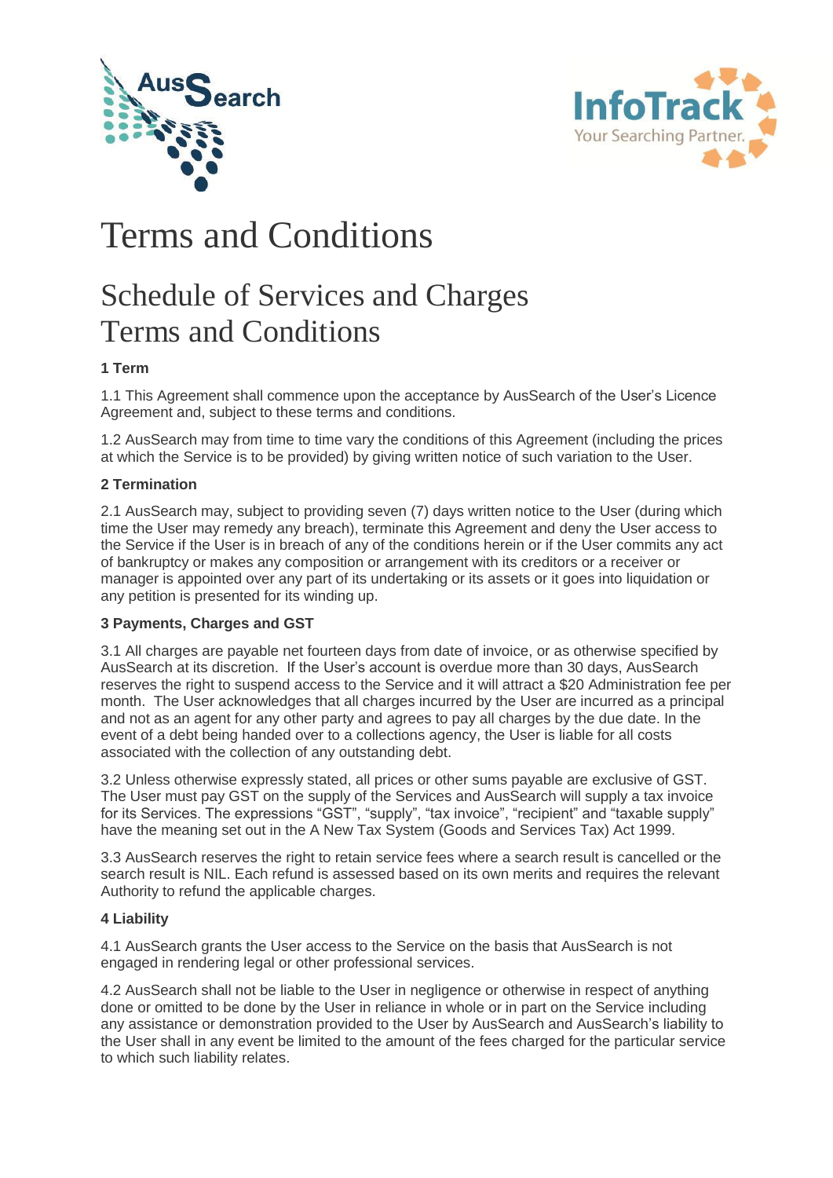# Terms and Conditions

## Schedule of Services and Charges Terms and Conditions

**1 Term**

1.1 This Agreement shall commence upon the acceptance by AusSearch of the User's Licence Agreement and, subject to these terms and conditions.

1.2 AusSearch may from time to time vary the conditions of this Agreement (including the prices at which the Service is to be provided) by giving written notice of such variation to the User.

**2 Termination**

2.1 AusSearch may, subject to providing seven (7) days written notice to the User (during which time the User may remedy any breach), terminate this Agreement and deny the User access to the Service if the User is in breach of any of the conditions herein or if the User commits any act of bankruptcy or makes any composition or arrangement with its creditors or a receiver or manager is appointed over any part of its undertaking or its assets or it goes into liquidation or any petition is presented for its winding up.

**3 Payments, Charges and GST**

3.1 All charges are payable net fourteen days from date of invoice, or as otherwise specified by AusSearch at its discretion. If the User's account is overdue more than 30 days, AusSearch reserves the right to suspend access to the Service and it will attract a $20 Administration fee per month. The User acknowledges that all charges incurred by the User are incurred as a principal and not as an agent for any other party and agrees to pay all charges by the due date. In the event of a debt being handed over to a collections agency, the User is liable for all costs associated with the collection of any outstanding debt.

3.2 Unless otherwise expressly stated, all prices or other sums payable are exclusive of GST. The User must pay GST on the supply of the Services and AusSearch will supply a tax invoice for its Services. The expressions "GST", "supply", "tax invoice", "recipient" and "taxable supply" have the meaning set out in the A New Tax System (Goods and Services Tax) Act 1999.

3.3 AusSearch reserves the right to retain service fees where a search result is cancelled or the search result is NIL. Each refund is assessed based on its own merits and requires the relevant Authority to refund the applicable charges.

**4 Liability**

4.1 AusSearch grants the User access to the Service on the basis that AusSearch is not engaged in rendering legal or other professional services.

4.2 AusSearch shall not be liable to the User in negligence or otherwise in respect of anything done or omitted to be done by the User in reliance in whole or in part on the Service including any assistance or demonstration provided to the User by AusSearch and AusSearch's liability to the User shall in any event be limited to the amount of the fees charged for the particular service to which such liability relates.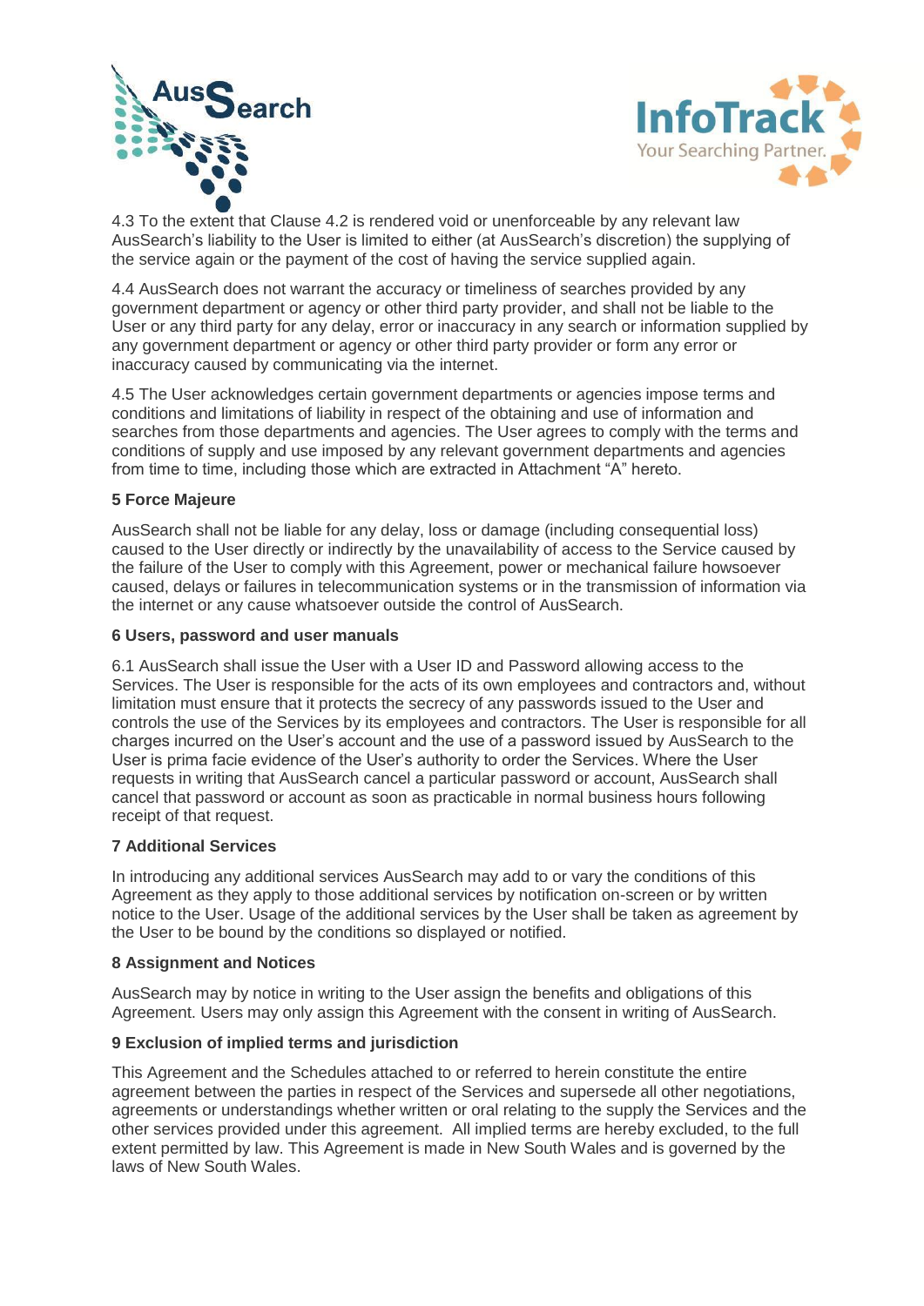4.3 To the extent that Clause 4.2 is rendered void or unenforceable by any relevant law AusSearch's liability to the User is limited to either (at AusSearch's discretion) the supplying of the service again or the payment of the cost of having the service supplied again.

4.4 AusSearch does not warrant the accuracy or timeliness of searches provided by any government department or agency or other third party provider, and shall not be liable to the User or any third party for any delay, error or inaccuracy in any search or information supplied by any government department or agency or other third party provider or form any error or inaccuracy caused by communicating via the internet.

4.5 The User acknowledges certain government departments or agencies impose terms and conditions and limitations of liability in respect of the obtaining and use of information and searches from those departments and agencies. The User agrees to comply with the terms and conditions of supply and use imposed by any relevant government departments and agencies from time to time, including those which are extracted in Attachment "A" hereto.

**5 Force Majeure**

AusSearch shall not be liable for any delay, loss or damage (including consequential loss) caused to the User directly or indirectly by the unavailability of access to the Service caused by the failure of the User to comply with this Agreement, power or mechanical failure howsoever caused, delays or failures in telecommunication systems or in the transmission of information via the internet or any cause whatsoever outside the control of AusSearch.

**6 Users, password and user manuals**

6.1 AusSearch shall issue the User with a User ID and Password allowing access to the Services. The User is responsible for the acts of its own employees and contractors and, without limitation must ensure that it protects the secrecy of any passwords issued to the User and controls the use of the Services by its employees and contractors. The User is responsible for all charges incurred on the User's account and the use of a password issued by AusSearch to the User is prima facie evidence of the User's authority to order the Services. Where the User requests in writing that AusSearch cancel a particular password or account, AusSearch shall cancel that password or account as soon as practicable in normal business hours following receipt of that request.

**7 Additional Services**

In introducing any additional services AusSearch may add to or vary the conditions of this Agreement as they apply to those additional services by notification on-screen or by written notice to the User. Usage of the additional services by the User shall be taken as agreement by the User to be bound by the conditions so displayed or notified.

**8 Assignment and Notices**

AusSearch may by notice in writing to the User assign the benefits and obligations of this Agreement. Users may only assign this Agreement with the consent in writing of AusSearch.

**9 Exclusion of implied terms and jurisdiction**

This Agreement and the Schedules attached to or referred to herein constitute the entire agreement between the parties in respect of the Services and supersede all other negotiations, agreements or understandings whether written or oral relating to the supply the Services and the other services provided under this agreement. All implied terms are hereby excluded, to the full extent permitted by law. This Agreement is made in New South Wales and is governed by the laws of New South Wales.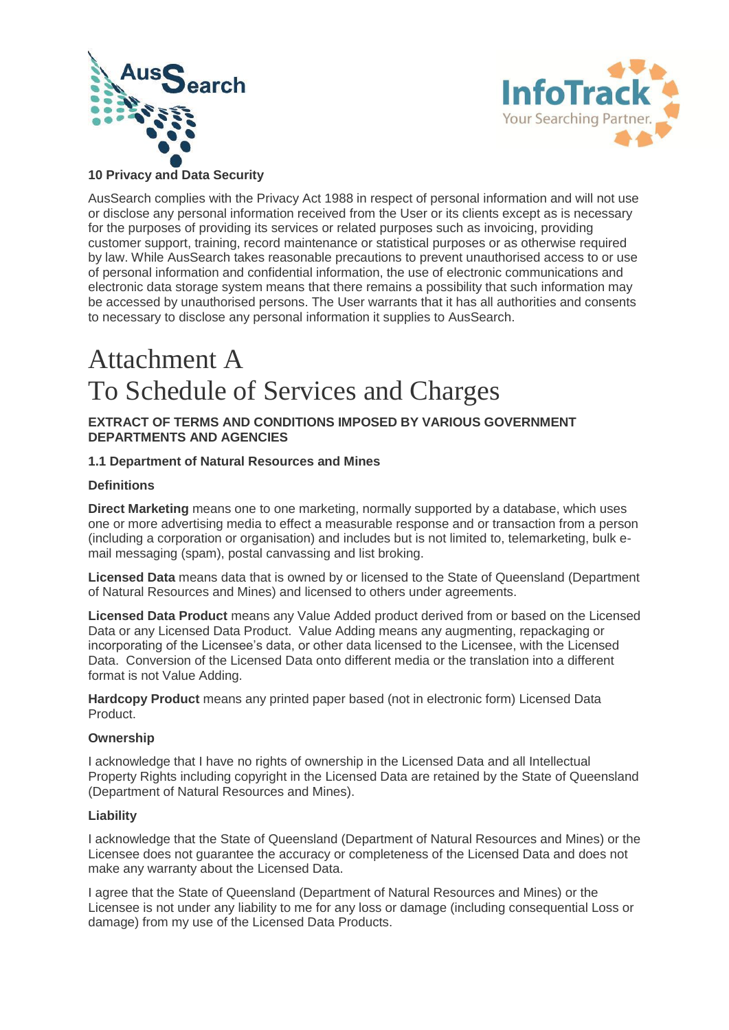### 10 Privacy and Data Security

AusSearch complies with the Privacy Act 1988 in respect of personal information and will not use or disclose any personal information received from the User or its clients except as is necessary for the purposes of providing its services or related purposes such as invoicing, providing customer support, training, record maintenance or statistical purposes or as otherwise required by law. While AusSearch takes reasonable precautions to prevent unauthorised access to or use of personal information and confidential information, the use of electronic communications and electronic data storage system means that there remains a possibility that such information may be accessed by unauthorised persons. The User warrants that it has all authorities and consents to necessary to disclose any personal information it supplies to AusSearch.

# Attachment A
# To Schedule of Services and Charges

**EXTRACT OF TERMS AND CONDITIONS IMPOSED BY VARIOUS GOVERNMENT DEPARTMENTS AND AGENCIES**

### 1.1 Department of Natural Resources and Mines

**Definitions**

**Direct Marketing** means one to one marketing, normally supported by a database, which uses one or more advertising media to effect a measurable response and or transaction from a person (including a corporation or organisation) and includes but is not limited to, telemarketing, bulk e-mail messaging (spam), postal canvassing and list broking.

**Licensed Data** means data that is owned by or licensed to the State of Queensland (Department of Natural Resources and Mines) and licensed to others under agreements.

**Licensed Data Product** means any Value Added product derived from or based on the Licensed Data or any Licensed Data Product. Value Adding means any augmenting, repackaging or incorporating of the Licensee's data, or other data licensed to the Licensee, with the Licensed Data. Conversion of the Licensed Data onto different media or the translation into a different format is not Value Adding.

**Hardcopy Product** means any printed paper based (not in electronic form) Licensed Data Product.

**Ownership**

I acknowledge that I have no rights of ownership in the Licensed Data and all Intellectual Property Rights including copyright in the Licensed Data are retained by the State of Queensland (Department of Natural Resources and Mines).

**Liability**

I acknowledge that the State of Queensland (Department of Natural Resources and Mines) or the Licensee does not guarantee the accuracy or completeness of the Licensed Data and does not make any warranty about the Licensed Data.

I agree that the State of Queensland (Department of Natural Resources and Mines) or the Licensee is not under any liability to me for any loss or damage (including consequential Loss or damage) from my use of the Licensed Data Products.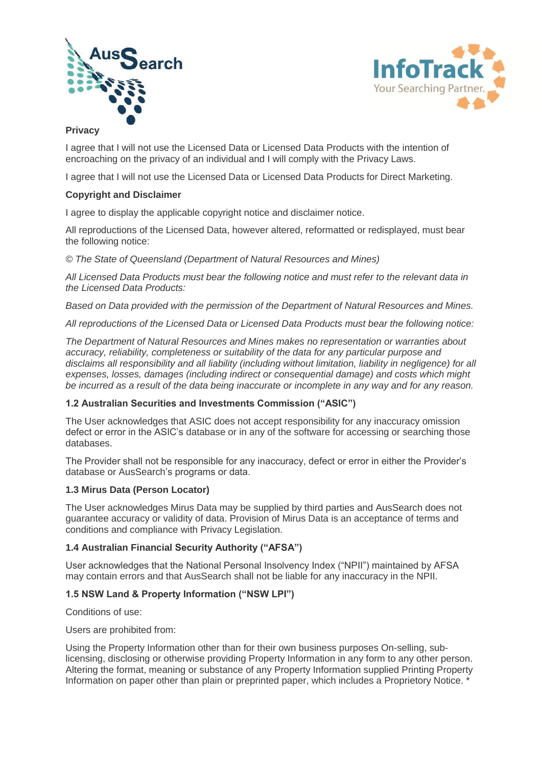**Privacy**

I agree that I will not use the Licensed Data or Licensed Data Products with the intention of encroaching on the privacy of an individual and I will comply with the Privacy Laws.

I agree that I will not use the Licensed Data or Licensed Data Products for Direct Marketing.

**Copyright and Disclaimer**

I agree to display the applicable copyright notice and disclaimer notice.

All reproductions of the Licensed Data, however altered, reformatted or redisplayed, must bear the following notice:

*© The State of Queensland (Department of Natural Resources and Mines)*

*All Licensed Data Products must bear the following notice and must refer to the relevant data in the Licensed Data Products:*

*Based on Data provided with the permission of the Department of Natural Resources and Mines.*

*All reproductions of the Licensed Data or Licensed Data Products must bear the following notice:*

*The Department of Natural Resources and Mines makes no representation or warranties about accuracy, reliability, completeness or suitability of the data for any particular purpose and disclaims all responsibility and all liability (including without limitation, liability in negligence) for all expenses, losses, damages (including indirect or consequential damage) and costs which might be incurred as a result of the data being inaccurate or incomplete in any way and for any reason.*

**1.2 Australian Securities and Investments Commission ("ASIC")**

The User acknowledges that ASIC does not accept responsibility for any inaccuracy omission defect or error in the ASIC's database or in any of the software for accessing or searching those databases.

The Provider shall not be responsible for any inaccuracy, defect or error in either the Provider's database or AusSearch's programs or data.

**1.3 Mirus Data (Person Locator)**

The User acknowledges Mirus Data may be supplied by third parties and AusSearch does not guarantee accuracy or validity of data. Provision of Mirus Data is an acceptance of terms and conditions and compliance with Privacy Legislation.

**1.4 Australian Financial Security Authority ("AFSA")**

User acknowledges that the National Personal Insolvency Index ("NPII") maintained by AFSA may contain errors and that AusSearch shall not be liable for any inaccuracy in the NPII.

**1.5 NSW Land & Property Information ("NSW LPI")**

Conditions of use:

Users are prohibited from:

Using the Property Information other than for their own business purposes On-selling, sub-licensing, disclosing or otherwise providing Property Information in any form to any other person. Altering the format, meaning or substance of any Property Information supplied Printing Property Information on paper other than plain or preprinted paper, which includes a Proprietory Notice. *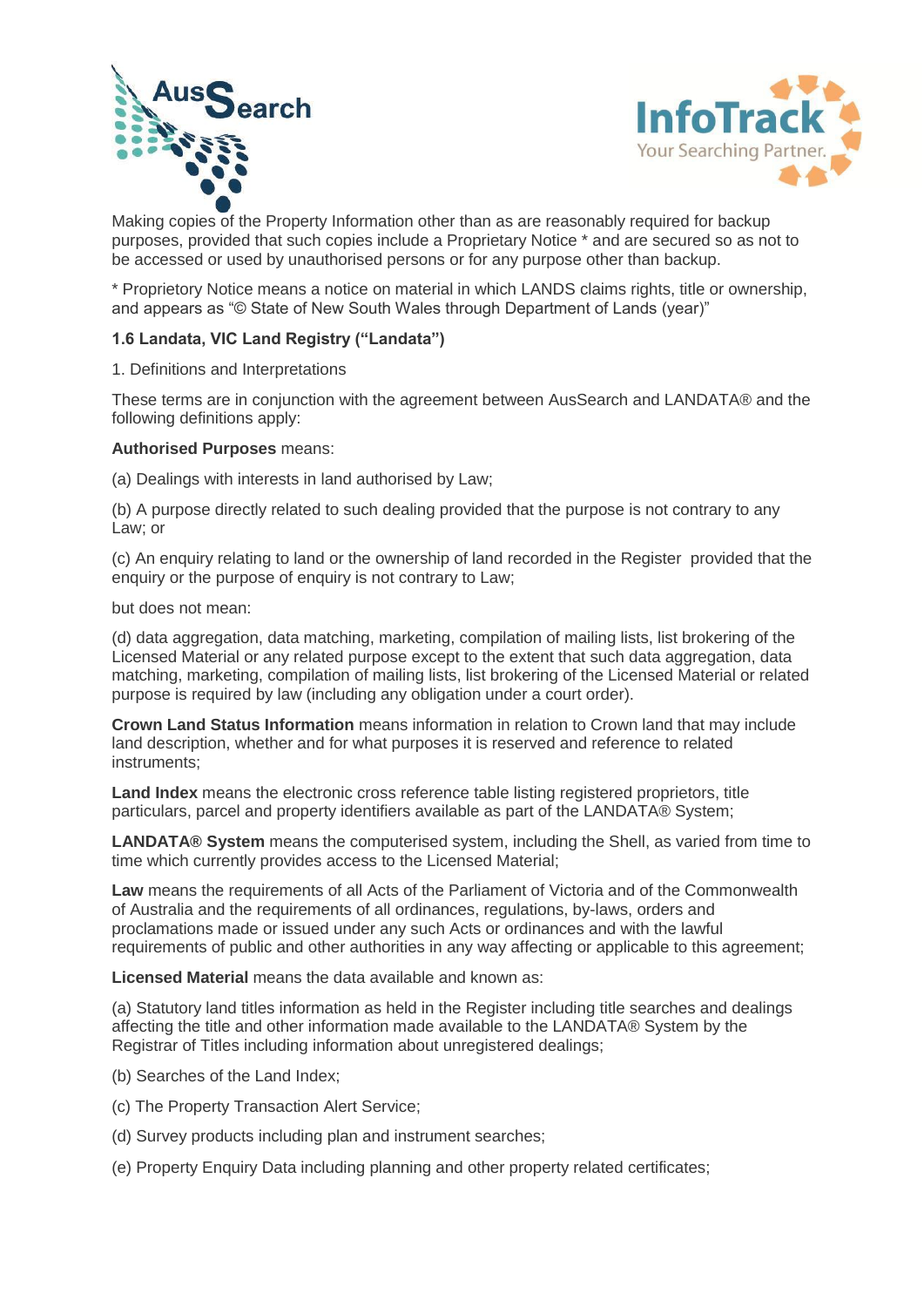Making copies of the Property Information other than as are reasonably required for backup purposes, provided that such copies include a Proprietary Notice * and are secured so as not to be accessed or used by unauthorised persons or for any purpose other than backup.

* Proprietory Notice means a notice on material in which LANDS claims rights, title or ownership, and appears as "© State of New South Wales through Department of Lands (year)"

**1.6 Landata, VIC Land Registry ("Landata")**

1. Definitions and Interpretations

These terms are in conjunction with the agreement between AusSearch and LANDATA® and the following definitions apply:

**Authorised Purposes** means:

(a) Dealings with interests in land authorised by Law;

(b) A purpose directly related to such dealing provided that the purpose is not contrary to any Law; or

(c) An enquiry relating to land or the ownership of land recorded in the Register provided that the enquiry or the purpose of enquiry is not contrary to Law;

but does not mean:

(d) data aggregation, data matching, marketing, compilation of mailing lists, list brokering of the Licensed Material or any related purpose except to the extent that such data aggregation, data matching, marketing, compilation of mailing lists, list brokering of the Licensed Material or related purpose is required by law (including any obligation under a court order).

**Crown Land Status Information** means information in relation to Crown land that may include land description, whether and for what purposes it is reserved and reference to related instruments;

**Land Index** means the electronic cross reference table listing registered proprietors, title particulars, parcel and property identifiers available as part of the LANDATA® System;

**LANDATA® System** means the computerised system, including the Shell, as varied from time to time which currently provides access to the Licensed Material;

**Law** means the requirements of all Acts of the Parliament of Victoria and of the Commonwealth of Australia and the requirements of all ordinances, regulations, by-laws, orders and proclamations made or issued under any such Acts or ordinances and with the lawful requirements of public and other authorities in any way affecting or applicable to this agreement;

**Licensed Material** means the data available and known as:

(a) Statutory land titles information as held in the Register including title searches and dealings affecting the title and other information made available to the LANDATA® System by the Registrar of Titles including information about unregistered dealings;

(b) Searches of the Land Index;

(c) The Property Transaction Alert Service;

(d) Survey products including plan and instrument searches;

(e) Property Enquiry Data including planning and other property related certificates;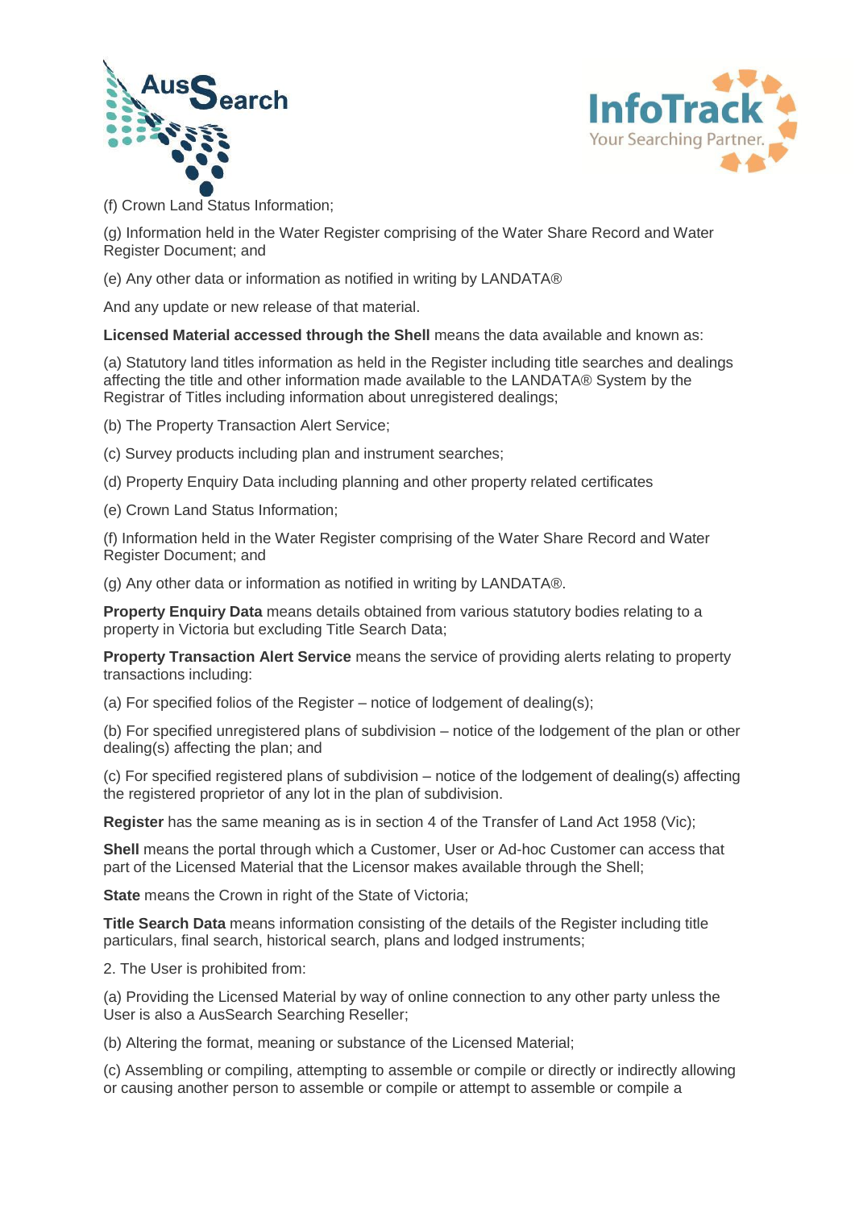(f) Crown Land Status Information;

(g) Information held in the Water Register comprising of the Water Share Record and Water Register Document; and

(e) Any other data or information as notified in writing by LANDATA®

And any update or new release of that material.

**Licensed Material accessed through the Shell** means the data available and known as:

(a) Statutory land titles information as held in the Register including title searches and dealings affecting the title and other information made available to the LANDATA® System by the Registrar of Titles including information about unregistered dealings;

(b) The Property Transaction Alert Service;

(c) Survey products including plan and instrument searches;

(d) Property Enquiry Data including planning and other property related certificates

(e) Crown Land Status Information;

(f) Information held in the Water Register comprising of the Water Share Record and Water Register Document; and

(g) Any other data or information as notified in writing by LANDATA®.

**Property Enquiry Data** means details obtained from various statutory bodies relating to a property in Victoria but excluding Title Search Data;

**Property Transaction Alert Service** means the service of providing alerts relating to property transactions including:

(a) For specified folios of the Register – notice of lodgement of dealing(s);

(b) For specified unregistered plans of subdivision – notice of the lodgement of the plan or other dealing(s) affecting the plan; and

(c) For specified registered plans of subdivision – notice of the lodgement of dealing(s) affecting the registered proprietor of any lot in the plan of subdivision.

**Register** has the same meaning as is in section 4 of the Transfer of Land Act 1958 (Vic);

**Shell** means the portal through which a Customer, User or Ad-hoc Customer can access that part of the Licensed Material that the Licensor makes available through the Shell;

**State** means the Crown in right of the State of Victoria;

**Title Search Data** means information consisting of the details of the Register including title particulars, final search, historical search, plans and lodged instruments;

2. The User is prohibited from:

(a) Providing the Licensed Material by way of online connection to any other party unless the User is also a AusSearch Searching Reseller;

(b) Altering the format, meaning or substance of the Licensed Material;

(c) Assembling or compiling, attempting to assemble or compile or directly or indirectly allowing or causing another person to assemble or compile or attempt to assemble or compile a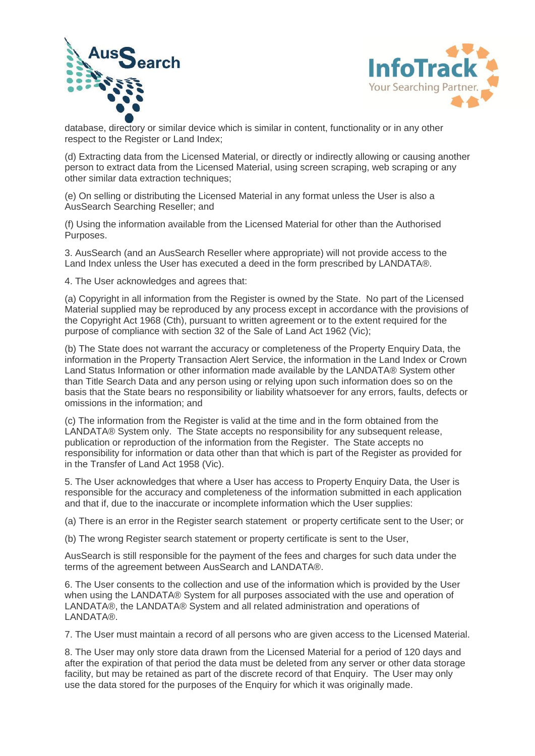database, directory or similar device which is similar in content, functionality or in any other respect to the Register or Land Index;

(d) Extracting data from the Licensed Material, or directly or indirectly allowing or causing another person to extract data from the Licensed Material, using screen scraping, web scraping or any other similar data extraction techniques;

(e) On selling or distributing the Licensed Material in any format unless the User is also a AusSearch Searching Reseller; and

(f) Using the information available from the Licensed Material for other than the Authorised Purposes.

3. AusSearch (and an AusSearch Reseller where appropriate) will not provide access to the Land Index unless the User has executed a deed in the form prescribed by LANDATA®.

4. The User acknowledges and agrees that:

(a) Copyright in all information from the Register is owned by the State. No part of the Licensed Material supplied may be reproduced by any process except in accordance with the provisions of the Copyright Act 1968 (Cth), pursuant to written agreement or to the extent required for the purpose of compliance with section 32 of the Sale of Land Act 1962 (Vic);

(b) The State does not warrant the accuracy or completeness of the Property Enquiry Data, the information in the Property Transaction Alert Service, the information in the Land Index or Crown Land Status Information or other information made available by the LANDATA® System other than Title Search Data and any person using or relying upon such information does so on the basis that the State bears no responsibility or liability whatsoever for any errors, faults, defects or omissions in the information; and

(c) The information from the Register is valid at the time and in the form obtained from the LANDATA® System only. The State accepts no responsibility for any subsequent release, publication or reproduction of the information from the Register. The State accepts no responsibility for information or data other than that which is part of the Register as provided for in the Transfer of Land Act 1958 (Vic).

5. The User acknowledges that where a User has access to Property Enquiry Data, the User is responsible for the accuracy and completeness of the information submitted in each application and that if, due to the inaccurate or incomplete information which the User supplies:

(a) There is an error in the Register search statement or property certificate sent to the User; or

(b) The wrong Register search statement or property certificate is sent to the User,

AusSearch is still responsible for the payment of the fees and charges for such data under the terms of the agreement between AusSearch and LANDATA®.

6. The User consents to the collection and use of the information which is provided by the User when using the LANDATA® System for all purposes associated with the use and operation of LANDATA®, the LANDATA® System and all related administration and operations of LANDATA®.

7. The User must maintain a record of all persons who are given access to the Licensed Material.

8. The User may only store data drawn from the Licensed Material for a period of 120 days and after the expiration of that period the data must be deleted from any server or other data storage facility, but may be retained as part of the discrete record of that Enquiry. The User may only use the data stored for the purposes of the Enquiry for which it was originally made.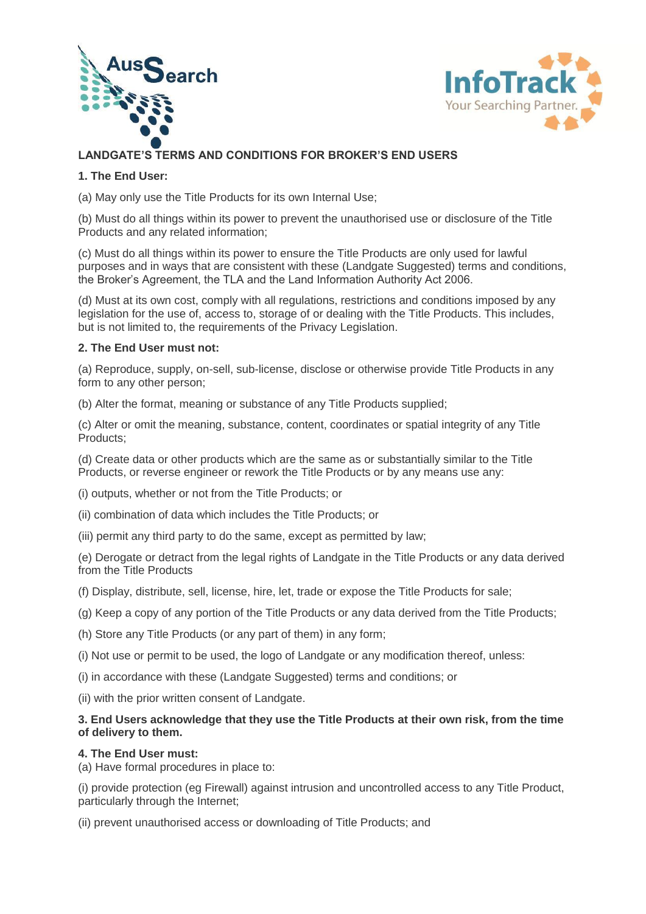**LANDGATE'S TERMS AND CONDITIONS FOR BROKER'S END USERS**

**1. The End User:**

(a) May only use the Title Products for its own Internal Use;

(b) Must do all things within its power to prevent the unauthorised use or disclosure of the Title Products and any related information;

(c) Must do all things within its power to ensure the Title Products are only used for lawful purposes and in ways that are consistent with these (Landgate Suggested) terms and conditions, the Broker's Agreement, the TLA and the Land Information Authority Act 2006.

(d) Must at its own cost, comply with all regulations, restrictions and conditions imposed by any legislation for the use of, access to, storage of or dealing with the Title Products. This includes, but is not limited to, the requirements of the Privacy Legislation.

**2. The End User must not:**

(a) Reproduce, supply, on-sell, sub-license, disclose or otherwise provide Title Products in any form to any other person;

(b) Alter the format, meaning or substance of any Title Products supplied;

(c) Alter or omit the meaning, substance, content, coordinates or spatial integrity of any Title Products;

(d) Create data or other products which are the same as or substantially similar to the Title Products, or reverse engineer or rework the Title Products or by any means use any:

(i) outputs, whether or not from the Title Products; or

(ii) combination of data which includes the Title Products; or

(iii) permit any third party to do the same, except as permitted by law;

(e) Derogate or detract from the legal rights of Landgate in the Title Products or any data derived from the Title Products

(f) Display, distribute, sell, license, hire, let, trade or expose the Title Products for sale;

(g) Keep a copy of any portion of the Title Products or any data derived from the Title Products;

(h) Store any Title Products (or any part of them) in any form;

(i) Not use or permit to be used, the logo of Landgate or any modification thereof, unless:

(i) in accordance with these (Landgate Suggested) terms and conditions; or

(ii) with the prior written consent of Landgate.

**3. End Users acknowledge that they use the Title Products at their own risk, from the time of delivery to them.**

**4. The End User must:**

(a) Have formal procedures in place to:

(i) provide protection (eg Firewall) against intrusion and uncontrolled access to any Title Product, particularly through the Internet;

(ii) prevent unauthorised access or downloading of Title Products; and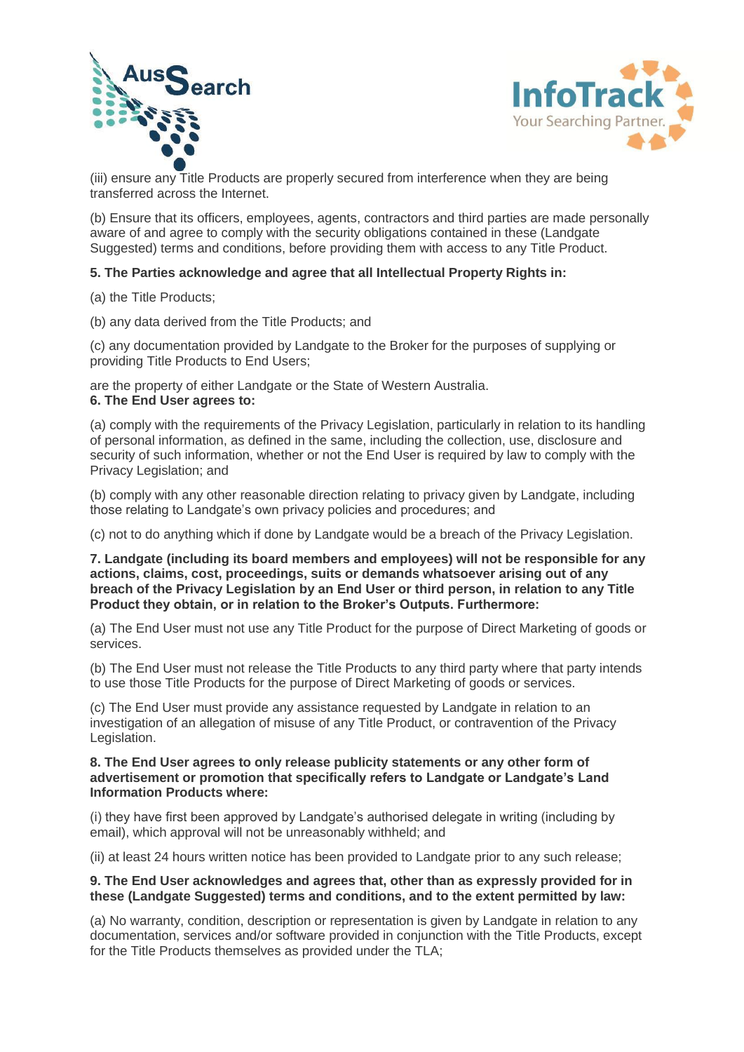(iii) ensure any Title Products are properly secured from interference when they are being transferred across the Internet.

(b) Ensure that its officers, employees, agents, contractors and third parties are made personally aware of and agree to comply with the security obligations contained in these (Landgate Suggested) terms and conditions, before providing them with access to any Title Product.

**5. The Parties acknowledge and agree that all Intellectual Property Rights in:**

(a) the Title Products;

(b) any data derived from the Title Products; and

(c) any documentation provided by Landgate to the Broker for the purposes of supplying or providing Title Products to End Users;

are the property of either Landgate or the State of Western Australia.

**6. The End User agrees to:**

(a) comply with the requirements of the Privacy Legislation, particularly in relation to its handling of personal information, as defined in the same, including the collection, use, disclosure and security of such information, whether or not the End User is required by law to comply with the Privacy Legislation; and

(b) comply with any other reasonable direction relating to privacy given by Landgate, including those relating to Landgate's own privacy policies and procedures; and

(c) not to do anything which if done by Landgate would be a breach of the Privacy Legislation.

**7. Landgate (including its board members and employees) will not be responsible for any actions, claims, cost, proceedings, suits or demands whatsoever arising out of any breach of the Privacy Legislation by an End User or third person, in relation to any Title Product they obtain, or in relation to the Broker's Outputs. Furthermore:**

(a) The End User must not use any Title Product for the purpose of Direct Marketing of goods or services.

(b) The End User must not release the Title Products to any third party where that party intends to use those Title Products for the purpose of Direct Marketing of goods or services.

(c) The End User must provide any assistance requested by Landgate in relation to an investigation of an allegation of misuse of any Title Product, or contravention of the Privacy Legislation.

**8. The End User agrees to only release publicity statements or any other form of advertisement or promotion that specifically refers to Landgate or Landgate's Land Information Products where:**

(i) they have first been approved by Landgate's authorised delegate in writing (including by email), which approval will not be unreasonably withheld; and

(ii) at least 24 hours written notice has been provided to Landgate prior to any such release;

**9. The End User acknowledges and agrees that, other than as expressly provided for in these (Landgate Suggested) terms and conditions, and to the extent permitted by law:**

(a) No warranty, condition, description or representation is given by Landgate in relation to any documentation, services and/or software provided in conjunction with the Title Products, except for the Title Products themselves as provided under the TLA;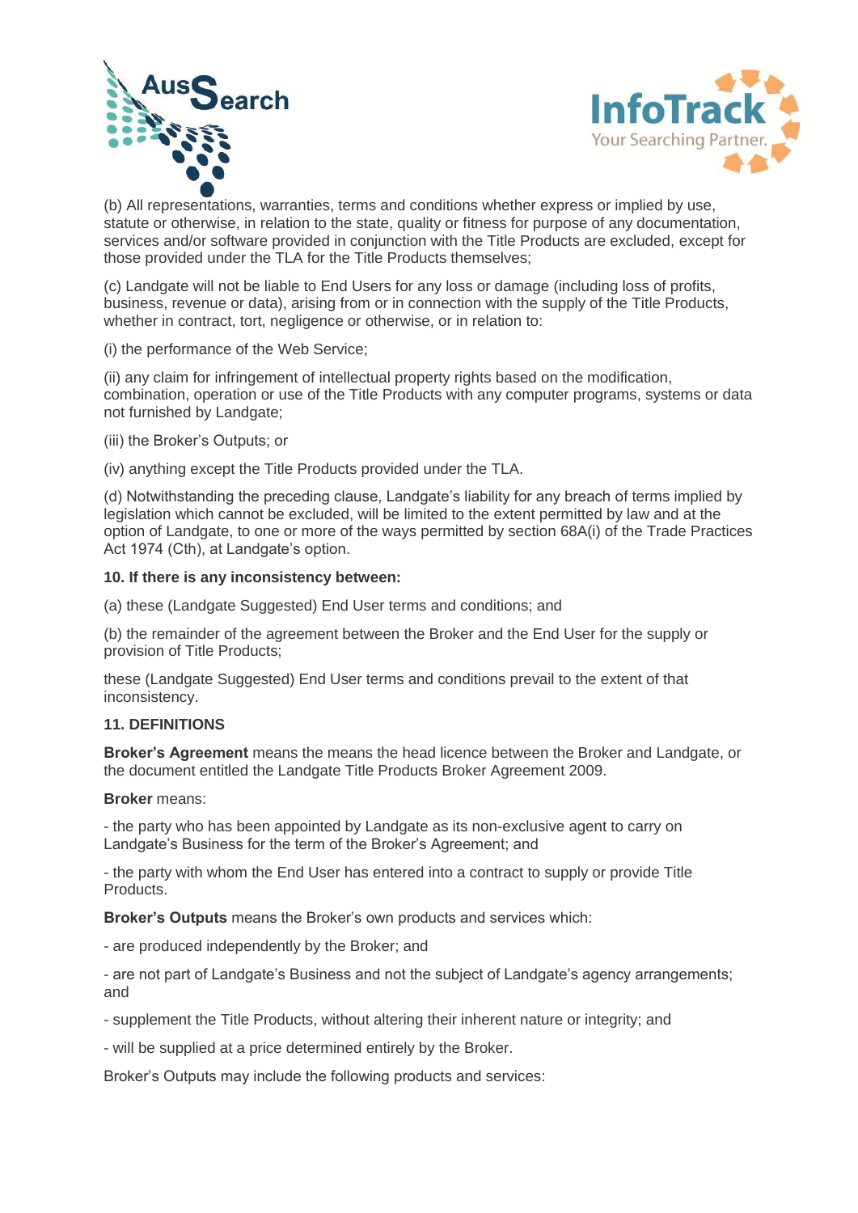(b) All representations, warranties, terms and conditions whether express or implied by use, statute or otherwise, in relation to the state, quality or fitness for purpose of any documentation, services and/or software provided in conjunction with the Title Products are excluded, except for those provided under the TLA for the Title Products themselves;

(c) Landgate will not be liable to End Users for any loss or damage (including loss of profits, business, revenue or data), arising from or in connection with the supply of the Title Products, whether in contract, tort, negligence or otherwise, or in relation to:

(i) the performance of the Web Service;

(ii) any claim for infringement of intellectual property rights based on the modification, combination, operation or use of the Title Products with any computer programs, systems or data not furnished by Landgate;

(iii) the Broker's Outputs; or

(iv) anything except the Title Products provided under the TLA.

(d) Notwithstanding the preceding clause, Landgate's liability for any breach of terms implied by legislation which cannot be excluded, will be limited to the extent permitted by law and at the option of Landgate, to one or more of the ways permitted by section 68A(i) of the Trade Practices Act 1974 (Cth), at Landgate's option.

**10. If there is any inconsistency between:**

(a) these (Landgate Suggested) End User terms and conditions; and

(b) the remainder of the agreement between the Broker and the End User for the supply or provision of Title Products;

these (Landgate Suggested) End User terms and conditions prevail to the extent of that inconsistency.

**11. DEFINITIONS**

**Broker's Agreement** means the means the head licence between the Broker and Landgate, or the document entitled the Landgate Title Products Broker Agreement 2009.

**Broker** means:

- the party who has been appointed by Landgate as its non-exclusive agent to carry on Landgate's Business for the term of the Broker's Agreement; and

- the party with whom the End User has entered into a contract to supply or provide Title Products.

**Broker's Outputs** means the Broker's own products and services which:

- are produced independently by the Broker; and

- are not part of Landgate's Business and not the subject of Landgate's agency arrangements; and

- supplement the Title Products, without altering their inherent nature or integrity; and

- will be supplied at a price determined entirely by the Broker.

Broker's Outputs may include the following products and services: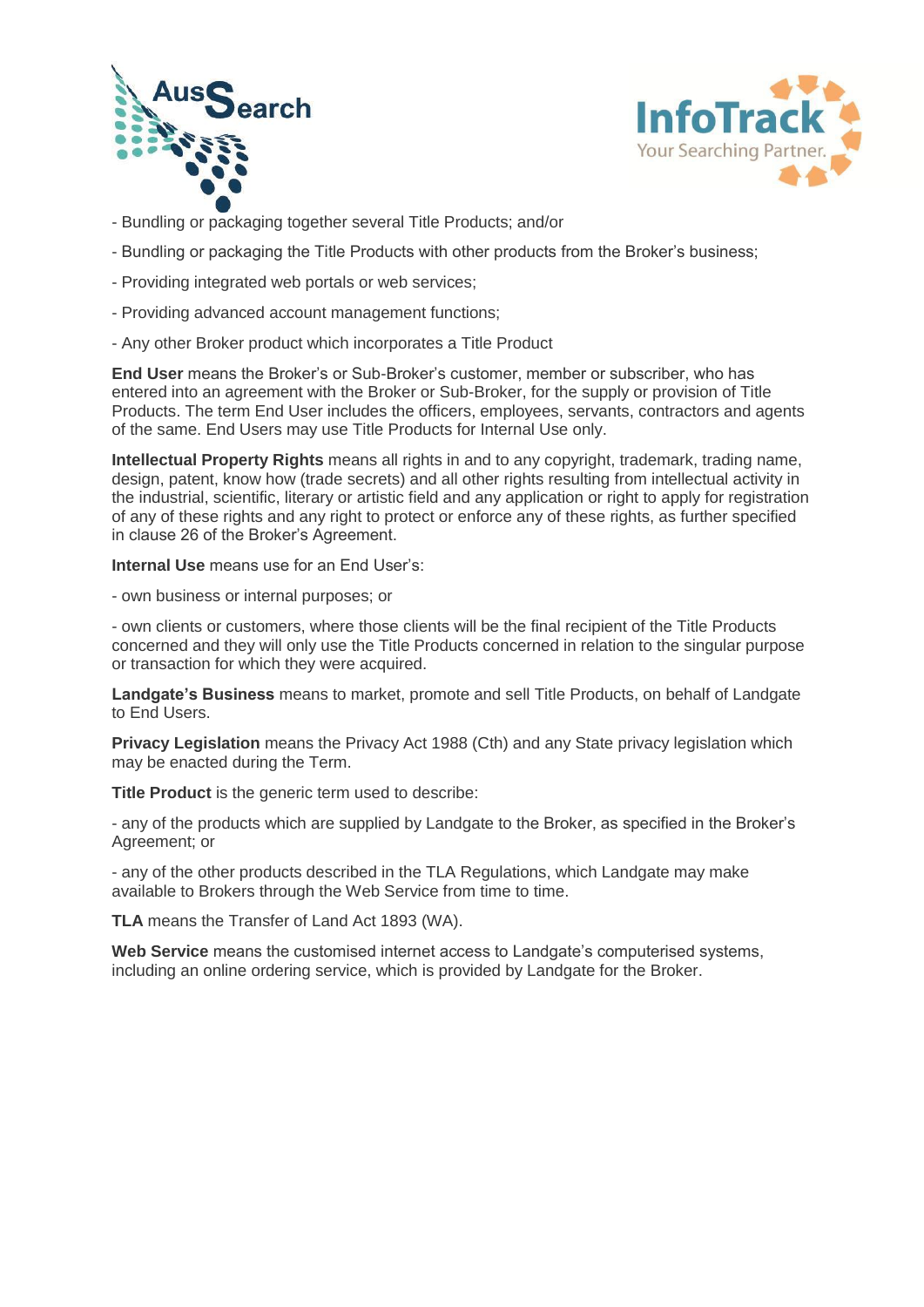- Bundling or packaging together several Title Products; and/or

- Bundling or packaging the Title Products with other products from the Broker's business;

- Providing integrated web portals or web services;

- Providing advanced account management functions;

- Any other Broker product which incorporates a Title Product

**End User** means the Broker's or Sub-Broker's customer, member or subscriber, who has entered into an agreement with the Broker or Sub-Broker, for the supply or provision of Title Products. The term End User includes the officers, employees, servants, contractors and agents of the same. End Users may use Title Products for Internal Use only.

**Intellectual Property Rights** means all rights in and to any copyright, trademark, trading name, design, patent, know how (trade secrets) and all other rights resulting from intellectual activity in the industrial, scientific, literary or artistic field and any application or right to apply for registration of any of these rights and any right to protect or enforce any of these rights, as further specified in clause 26 of the Broker's Agreement.

**Internal Use** means use for an End User's:

- own business or internal purposes; or

- own clients or customers, where those clients will be the final recipient of the Title Products concerned and they will only use the Title Products concerned in relation to the singular purpose or transaction for which they were acquired.

**Landgate's Business** means to market, promote and sell Title Products, on behalf of Landgate to End Users.

**Privacy Legislation** means the Privacy Act 1988 (Cth) and any State privacy legislation which may be enacted during the Term.

**Title Product** is the generic term used to describe:

- any of the products which are supplied by Landgate to the Broker, as specified in the Broker's Agreement; or

- any of the other products described in the TLA Regulations, which Landgate may make available to Brokers through the Web Service from time to time.

**TLA** means the Transfer of Land Act 1893 (WA).

**Web Service** means the customised internet access to Landgate's computerised systems, including an online ordering service, which is provided by Landgate for the Broker.